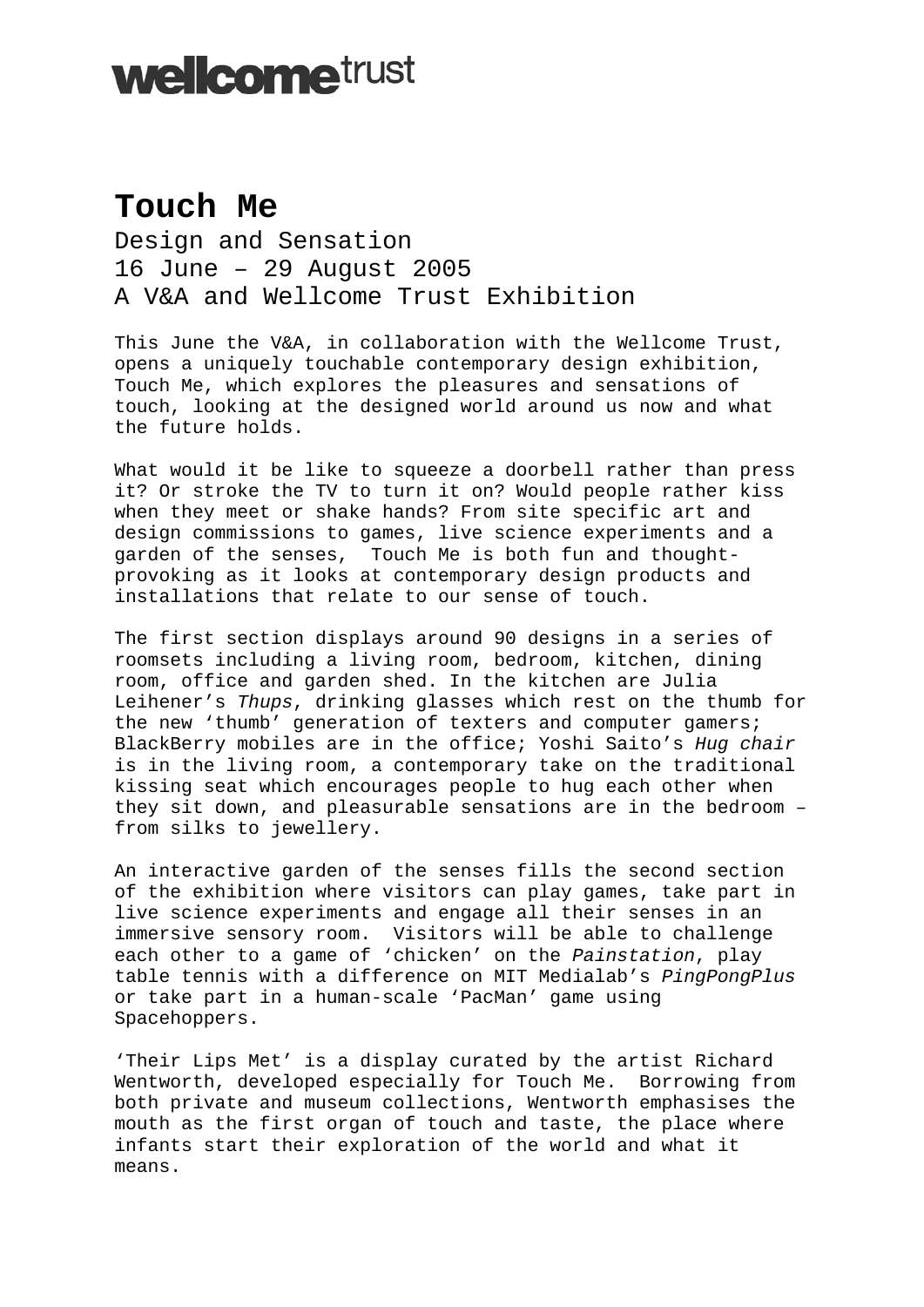wellcome trust

# Touch Me

Design and Sensation
16 June – 29 August 2005
A V&A and Wellcome Trust Exhibition

This June the V&A, in collaboration with the Wellcome Trust, opens a uniquely touchable contemporary design exhibition, Touch Me, which explores the pleasures and sensations of touch, looking at the designed world around us now and what the future holds.

What would it be like to squeeze a doorbell rather than press it? Or stroke the TV to turn it on? Would people rather kiss when they meet or shake hands? From site specific art and design commissions to games, live science experiments and a garden of the senses, Touch Me is both fun and thought-provoking as it looks at contemporary design products and installations that relate to our sense of touch.

The first section displays around 90 designs in a series of roomsets including a living room, bedroom, kitchen, dining room, office and garden shed. In the kitchen are Julia Leihener's *Thups*, drinking glasses which rest on the thumb for the new 'thumb' generation of texters and computer gamers; BlackBerry mobiles are in the office; Yoshi Saito's *Hug chair* is in the living room, a contemporary take on the traditional kissing seat which encourages people to hug each other when they sit down, and pleasurable sensations are in the bedroom – from silks to jewellery.

An interactive garden of the senses fills the second section of the exhibition where visitors can play games, take part in live science experiments and engage all their senses in an immersive sensory room. Visitors will be able to challenge each other to a game of 'chicken' on the *Painstation*, play table tennis with a difference on MIT Medialab's *PingPongPlus* or take part in a human-scale 'PacMan' game using Spacehoppers.

'Their Lips Met' is a display curated by the artist Richard Wentworth, developed especially for Touch Me. Borrowing from both private and museum collections, Wentworth emphasises the mouth as the first organ of touch and taste, the place where infants start their exploration of the world and what it means.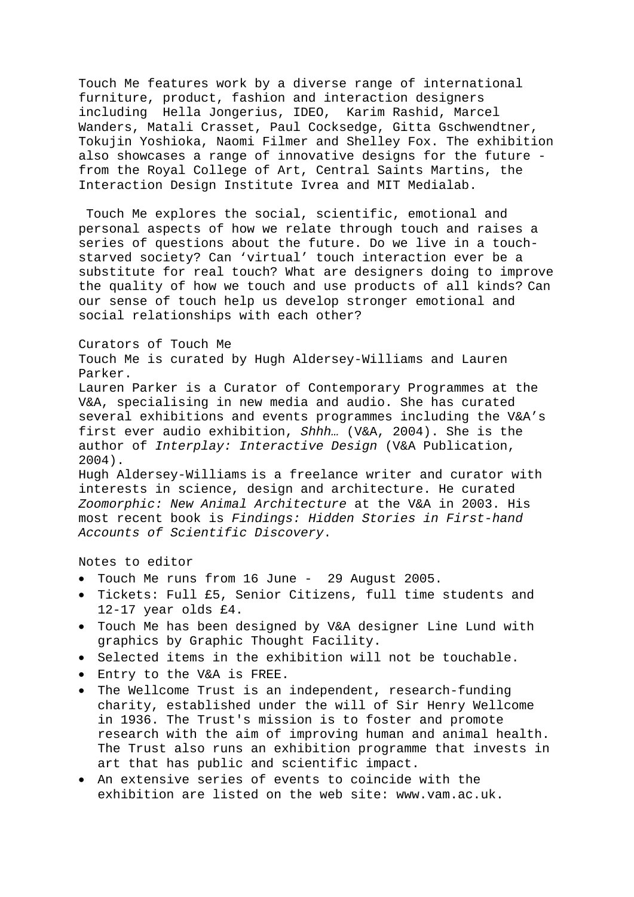Touch Me features work by a diverse range of international furniture, product, fashion and interaction designers including Hella Jongerius, IDEO, Karim Rashid, Marcel Wanders, Matali Crasset, Paul Cocksedge, Gitta Gschwendtner, Tokujin Yoshioka, Naomi Filmer and Shelley Fox. The exhibition also showcases a range of innovative designs for the future - from the Royal College of Art, Central Saints Martins, the Interaction Design Institute Ivrea and MIT Medialab.

Touch Me explores the social, scientific, emotional and personal aspects of how we relate through touch and raises a series of questions about the future. Do we live in a touch-starved society? Can 'virtual' touch interaction ever be a substitute for real touch? What are designers doing to improve the quality of how we touch and use products of all kinds? Can our sense of touch help us develop stronger emotional and social relationships with each other?

Curators of Touch Me

Touch Me is curated by Hugh Aldersey-Williams and Lauren Parker.

Lauren Parker is a Curator of Contemporary Programmes at the V&A, specialising in new media and audio. She has curated several exhibitions and events programmes including the V&A's first ever audio exhibition, *Shhh…* (V&A, 2004). She is the author of *Interplay: Interactive Design* (V&A Publication, 2004).

Hugh Aldersey-Williams is a freelance writer and curator with interests in science, design and architecture. He curated *Zoomorphic: New Animal Architecture* at the V&A in 2003. His most recent book is *Findings: Hidden Stories in First-hand Accounts of Scientific Discovery*.

Notes to editor

- Touch Me runs from 16 June - 29 August 2005.
- Tickets: Full £5, Senior Citizens, full time students and 12-17 year olds £4.
- Touch Me has been designed by V&A designer Line Lund with graphics by Graphic Thought Facility.
- Selected items in the exhibition will not be touchable.
- Entry to the V&A is FREE.
- The Wellcome Trust is an independent, research-funding charity, established under the will of Sir Henry Wellcome in 1936. The Trust's mission is to foster and promote research with the aim of improving human and animal health. The Trust also runs an exhibition programme that invests in art that has public and scientific impact.
- An extensive series of events to coincide with the exhibition are listed on the web site: www.vam.ac.uk.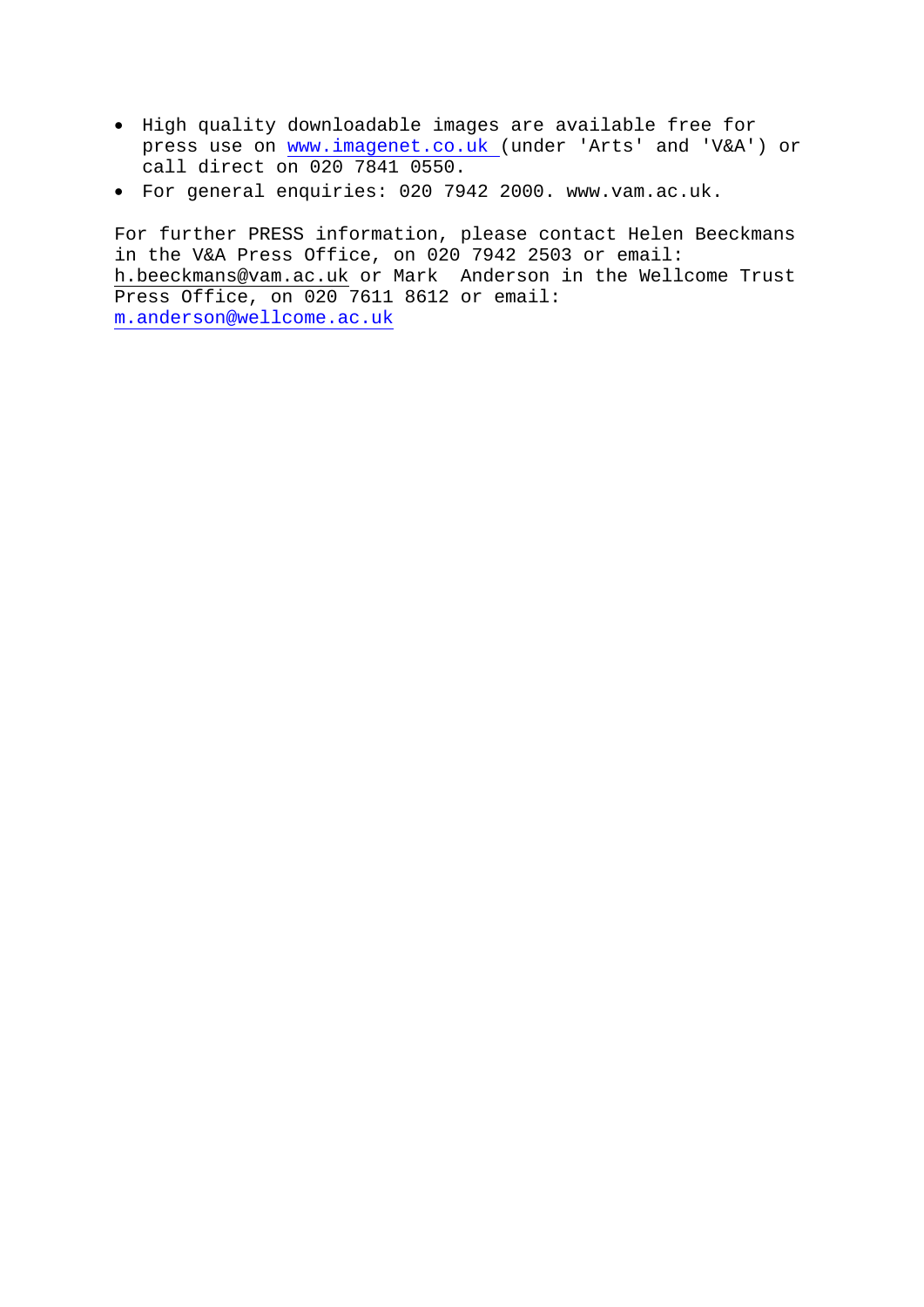- High quality downloadable images are available free for press use on www.imagenet.co.uk (under 'Arts' and 'V&A') or call direct on 020 7841 0550.
- For general enquiries: 020 7942 2000. www.vam.ac.uk.

For further PRESS information, please contact Helen Beeckmans in the V&A Press Office, on 020 7942 2503 or email: h.beeckmans@vam.ac.uk or Mark Anderson in the Wellcome Trust Press Office, on 020 7611 8612 or email: m.anderson@wellcome.ac.uk